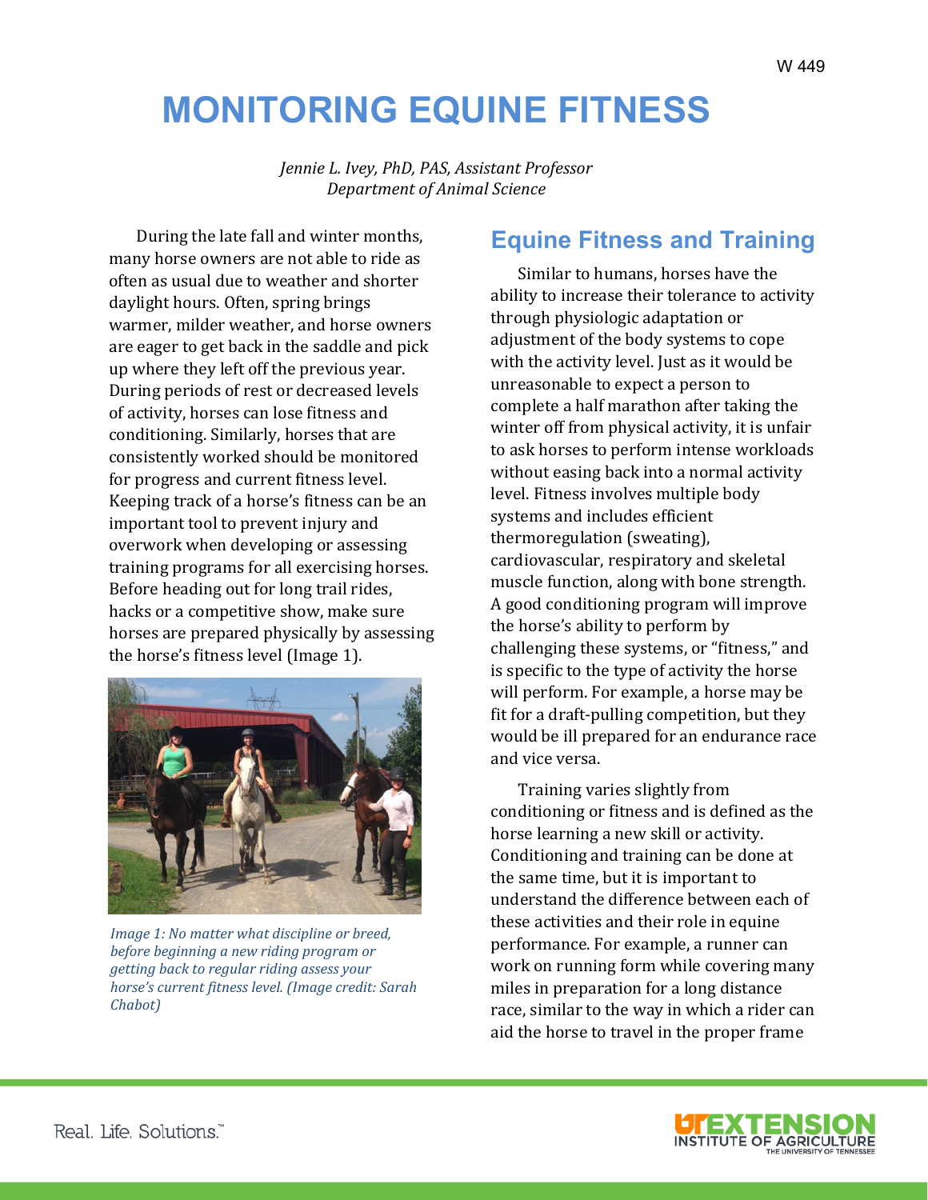# MONITORING EQUINE FITNESS

*Jennie L. Ivey, PhD, PAS, Assistant Professor*
*Department of Animal Science*

During the late fall and winter months, many horse owners are not able to ride as often as usual due to weather and shorter daylight hours. Often, spring brings warmer, milder weather, and horse owners are eager to get back in the saddle and pick up where they left off the previous year. During periods of rest or decreased levels of activity, horses can lose fitness and conditioning. Similarly, horses that are consistently worked should be monitored for progress and current fitness level. Keeping track of a horse's fitness can be an important tool to prevent injury and overwork when developing or assessing training programs for all exercising horses. Before heading out for long trail rides, hacks or a competitive show, make sure horses are prepared physically by assessing the horse's fitness level (Image 1).

*Image 1: No matter what discipline or breed, before beginning a new riding program or getting back to regular riding assess your horse's current fitness level. (Image credit: Sarah Chabot)*

## Equine Fitness and Training

Similar to humans, horses have the ability to increase their tolerance to activity through physiologic adaptation or adjustment of the body systems to cope with the activity level. Just as it would be unreasonable to expect a person to complete a half marathon after taking the winter off from physical activity, it is unfair to ask horses to perform intense workloads without easing back into a normal activity level. Fitness involves multiple body systems and includes efficient thermoregulation (sweating), cardiovascular, respiratory and skeletal muscle function, along with bone strength. A good conditioning program will improve the horse's ability to perform by challenging these systems, or "fitness," and is specific to the type of activity the horse will perform. For example, a horse may be fit for a draft-pulling competition, but they would be ill prepared for an endurance race and vice versa.

Training varies slightly from conditioning or fitness and is defined as the horse learning a new skill or activity. Conditioning and training can be done at the same time, but it is important to understand the difference between each of these activities and their role in equine performance. For example, a runner can work on running form while covering many miles in preparation for a long distance race, similar to the way in which a rider can aid the horse to travel in the proper frame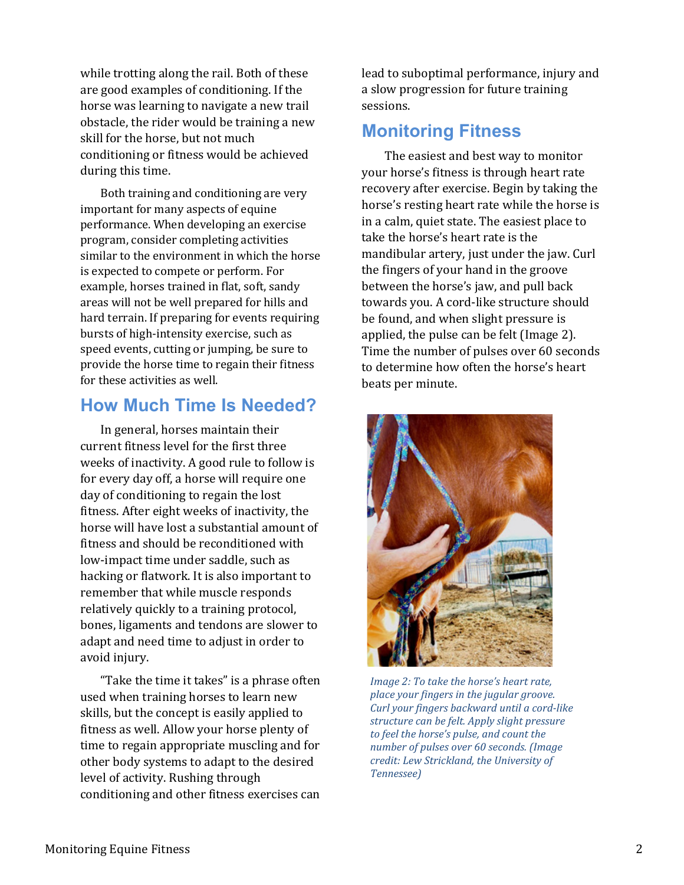while trotting along the rail. Both of these are good examples of conditioning. If the horse was learning to navigate a new trail obstacle, the rider would be training a new skill for the horse, but not much conditioning or fitness would be achieved during this time.

Both training and conditioning are very important for many aspects of equine performance. When developing an exercise program, consider completing activities similar to the environment in which the horse is expected to compete or perform. For example, horses trained in flat, soft, sandy areas will not be well prepared for hills and hard terrain. If preparing for events requiring bursts of high-intensity exercise, such as speed events, cutting or jumping, be sure to provide the horse time to regain their fitness for these activities as well.

## How Much Time Is Needed?

In general, horses maintain their current fitness level for the first three weeks of inactivity. A good rule to follow is for every day off, a horse will require one day of conditioning to regain the lost fitness. After eight weeks of inactivity, the horse will have lost a substantial amount of fitness and should be reconditioned with low-impact time under saddle, such as hacking or flatwork. It is also important to remember that while muscle responds relatively quickly to a training protocol, bones, ligaments and tendons are slower to adapt and need time to adjust in order to avoid injury.

"Take the time it takes" is a phrase often used when training horses to learn new skills, but the concept is easily applied to fitness as well. Allow your horse plenty of time to regain appropriate muscling and for other body systems to adapt to the desired level of activity. Rushing through conditioning and other fitness exercises can lead to suboptimal performance, injury and a slow progression for future training sessions.

## Monitoring Fitness

The easiest and best way to monitor your horse's fitness is through heart rate recovery after exercise. Begin by taking the horse's resting heart rate while the horse is in a calm, quiet state. The easiest place to take the horse's heart rate is the mandibular artery, just under the jaw. Curl the fingers of your hand in the groove between the horse's jaw, and pull back towards you. A cord-like structure should be found, and when slight pressure is applied, the pulse can be felt (Image 2). Time the number of pulses over 60 seconds to determine how often the horse's heart beats per minute.

*Image 2: To take the horse's heart rate, place your fingers in the jugular groove. Curl your fingers backward until a cord-like structure can be felt. Apply slight pressure to feel the horse's pulse, and count the number of pulses over 60 seconds. (Image credit: Lew Strickland, the University of Tennessee)*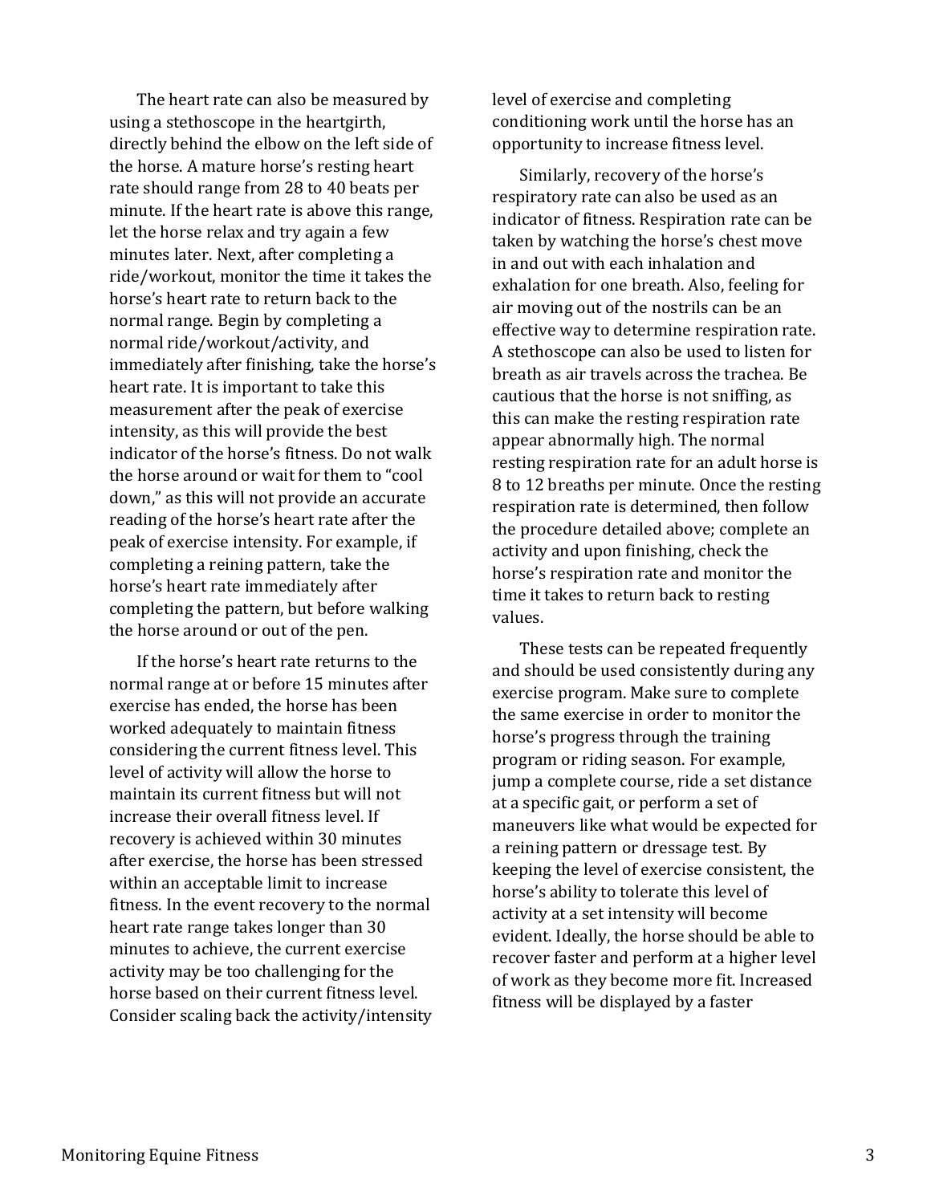The heart rate can also be measured by using a stethoscope in the heartgirth, directly behind the elbow on the left side of the horse. A mature horse's resting heart rate should range from 28 to 40 beats per minute. If the heart rate is above this range, let the horse relax and try again a few minutes later. Next, after completing a ride/workout, monitor the time it takes the horse's heart rate to return back to the normal range. Begin by completing a normal ride/workout/activity, and immediately after finishing, take the horse's heart rate. It is important to take this measurement after the peak of exercise intensity, as this will provide the best indicator of the horse's fitness. Do not walk the horse around or wait for them to "cool down," as this will not provide an accurate reading of the horse's heart rate after the peak of exercise intensity. For example, if completing a reining pattern, take the horse's heart rate immediately after completing the pattern, but before walking the horse around or out of the pen.

If the horse's heart rate returns to the normal range at or before 15 minutes after exercise has ended, the horse has been worked adequately to maintain fitness considering the current fitness level. This level of activity will allow the horse to maintain its current fitness but will not increase their overall fitness level. If recovery is achieved within 30 minutes after exercise, the horse has been stressed within an acceptable limit to increase fitness. In the event recovery to the normal heart rate range takes longer than 30 minutes to achieve, the current exercise activity may be too challenging for the horse based on their current fitness level. Consider scaling back the activity/intensity level of exercise and completing conditioning work until the horse has an opportunity to increase fitness level.

Similarly, recovery of the horse's respiratory rate can also be used as an indicator of fitness. Respiration rate can be taken by watching the horse's chest move in and out with each inhalation and exhalation for one breath. Also, feeling for air moving out of the nostrils can be an effective way to determine respiration rate. A stethoscope can also be used to listen for breath as air travels across the trachea. Be cautious that the horse is not sniffing, as this can make the resting respiration rate appear abnormally high. The normal resting respiration rate for an adult horse is 8 to 12 breaths per minute. Once the resting respiration rate is determined, then follow the procedure detailed above; complete an activity and upon finishing, check the horse's respiration rate and monitor the time it takes to return back to resting values.

These tests can be repeated frequently and should be used consistently during any exercise program. Make sure to complete the same exercise in order to monitor the horse's progress through the training program or riding season. For example, jump a complete course, ride a set distance at a specific gait, or perform a set of maneuvers like what would be expected for a reining pattern or dressage test. By keeping the level of exercise consistent, the horse's ability to tolerate this level of activity at a set intensity will become evident. Ideally, the horse should be able to recover faster and perform at a higher level of work as they become more fit. Increased fitness will be displayed by a faster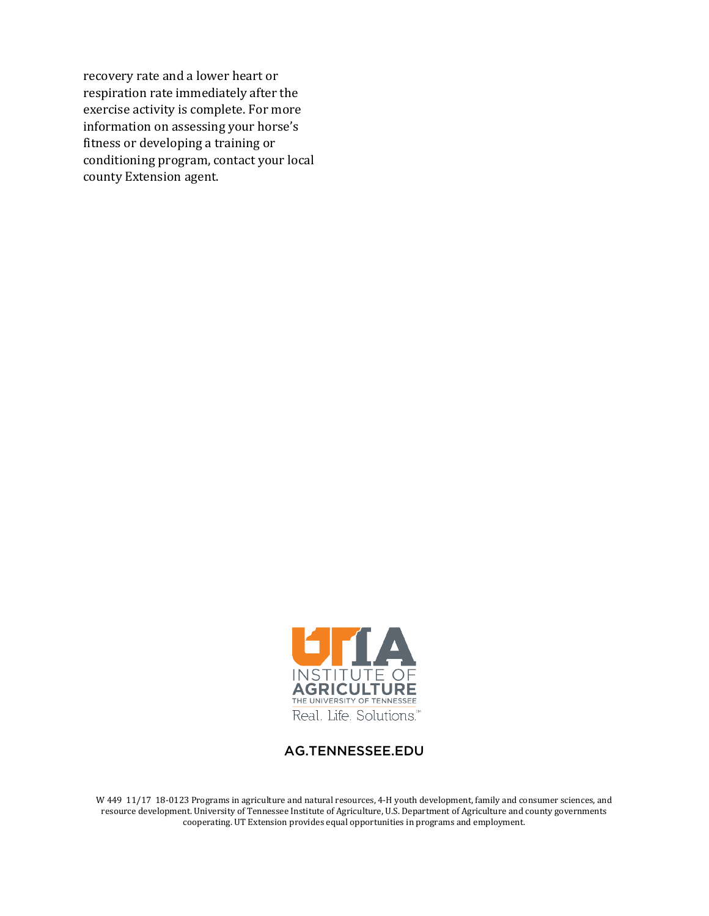recovery rate and a lower heart or respiration rate immediately after the exercise activity is complete. For more information on assessing your horse's fitness or developing a training or conditioning program, contact your local county Extension agent.

UTIA
INSTITUTE OF
AGRICULTURE
THE UNIVERSITY OF TENNESSEE
Real. Life. Solutions.™

AG.TENNESSEE.EDU

W 449 11/17 18-0123 Programs in agriculture and natural resources, 4-H youth development, family and consumer sciences, and resource development. University of Tennessee Institute of Agriculture, U.S. Department of Agriculture and county governments cooperating. UT Extension provides equal opportunities in programs and employment.